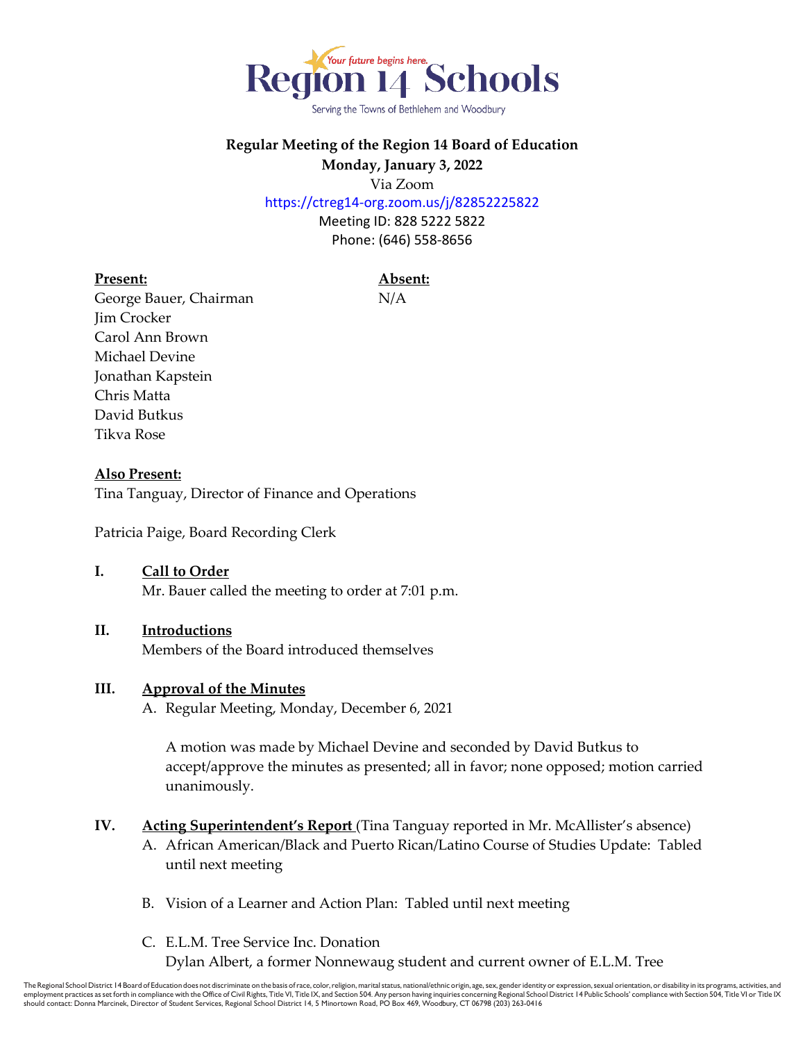Region 14 Schools
Your future begins here.
Serving the Towns of Bethlehem and Woodbury

**Regular Meeting of the Region 14 Board of Education**
**Monday, January 3, 2022**
Via Zoom
https://ctreg14-org.zoom.us/j/82852225822
Meeting ID: 828 5222 5822
Phone: (646) 558-8656

| **Present:** | **Absent:** |
|---|---|
| George Bauer, Chairman | N/A |
| Jim Crocker | |
| Carol Ann Brown | |
| Michael Devine | |
| Jonathan Kapstein | |
| Chris Matta | |
| David Butkus | |
| Tikva Rose | |

**Also Present:**
Tina Tanguay, Director of Finance and Operations

Patricia Paige, Board Recording Clerk

**I. Call to Order**
Mr. Bauer called the meeting to order at 7:01 p.m.

**II. Introductions**
Members of the Board introduced themselves

**III. Approval of the Minutes**

A. Regular Meeting, Monday, December 6, 2021

A motion was made by Michael Devine and seconded by David Butkus to accept/approve the minutes as presented; all in favor; none opposed; motion carried unanimously.

**IV. Acting Superintendent's Report** (Tina Tanguay reported in Mr. McAllister's absence)

A. African American/Black and Puerto Rican/Latino Course of Studies Update: Tabled until next meeting

B. Vision of a Learner and Action Plan: Tabled until next meeting

C. E.L.M. Tree Service Inc. Donation
Dylan Albert, a former Nonnewaug student and current owner of E.L.M. Tree

The Regional School District 14 Board of Education does not discriminate on the basis of race, color, religion, marital status, national/ethnic origin, age, sex, gender identity or expression, sexual orientation, or disability in its programs, activities, and employment practices as set forth in compliance with the Office of Civil Rights, Title VI, Title IX, and Section 504. Any person having inquiries concerning Regional School District 14 Public Schools' compliance with Section 504, Title VI or Title IX should contact: Donna Marcinek, Director of Student Services, Regional School District 14, 5 Minortown Road, PO Box 469, Woodbury, CT 06798 (203) 263-0416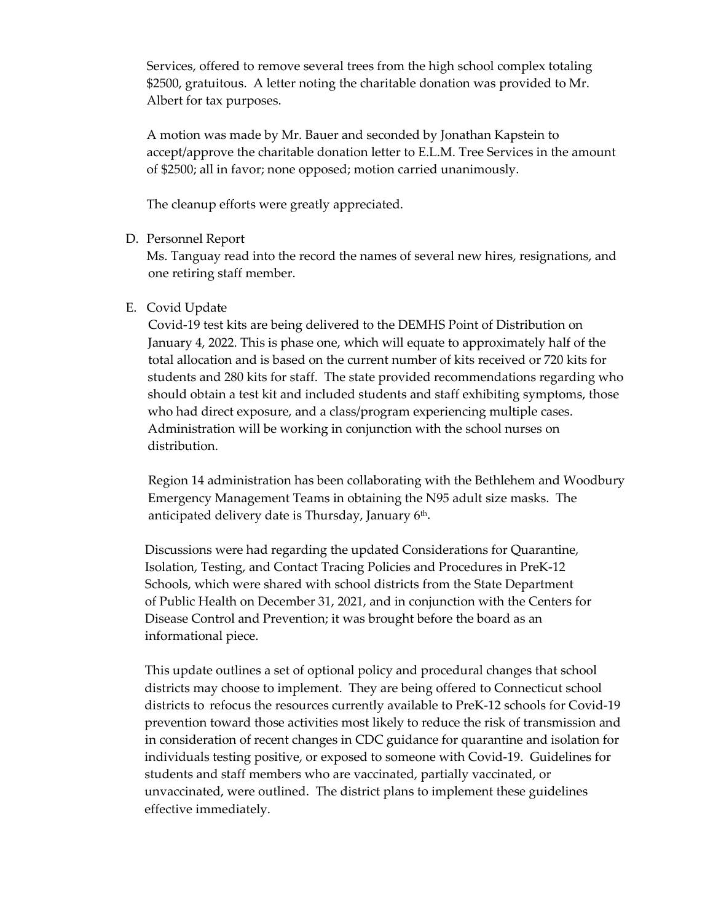Services, offered to remove several trees from the high school complex totaling $2500, gratuitous. A letter noting the charitable donation was provided to Mr. Albert for tax purposes.

A motion was made by Mr. Bauer and seconded by Jonathan Kapstein to accept/approve the charitable donation letter to E.L.M. Tree Services in the amount of $2500; all in favor; none opposed; motion carried unanimously.

The cleanup efforts were greatly appreciated.

D. Personnel Report

Ms. Tanguay read into the record the names of several new hires, resignations, and one retiring staff member.

E. Covid Update

Covid-19 test kits are being delivered to the DEMHS Point of Distribution on January 4, 2022. This is phase one, which will equate to approximately half of the total allocation and is based on the current number of kits received or 720 kits for students and 280 kits for staff. The state provided recommendations regarding who should obtain a test kit and included students and staff exhibiting symptoms, those who had direct exposure, and a class/program experiencing multiple cases. Administration will be working in conjunction with the school nurses on distribution.

Region 14 administration has been collaborating with the Bethlehem and Woodbury Emergency Management Teams in obtaining the N95 adult size masks. The anticipated delivery date is Thursday, January 6th.

Discussions were had regarding the updated Considerations for Quarantine, Isolation, Testing, and Contact Tracing Policies and Procedures in PreK-12 Schools, which were shared with school districts from the State Department of Public Health on December 31, 2021, and in conjunction with the Centers for Disease Control and Prevention; it was brought before the board as an informational piece.

This update outlines a set of optional policy and procedural changes that school districts may choose to implement. They are being offered to Connecticut school districts to refocus the resources currently available to PreK-12 schools for Covid-19 prevention toward those activities most likely to reduce the risk of transmission and in consideration of recent changes in CDC guidance for quarantine and isolation for individuals testing positive, or exposed to someone with Covid-19. Guidelines for students and staff members who are vaccinated, partially vaccinated, or unvaccinated, were outlined. The district plans to implement these guidelines effective immediately.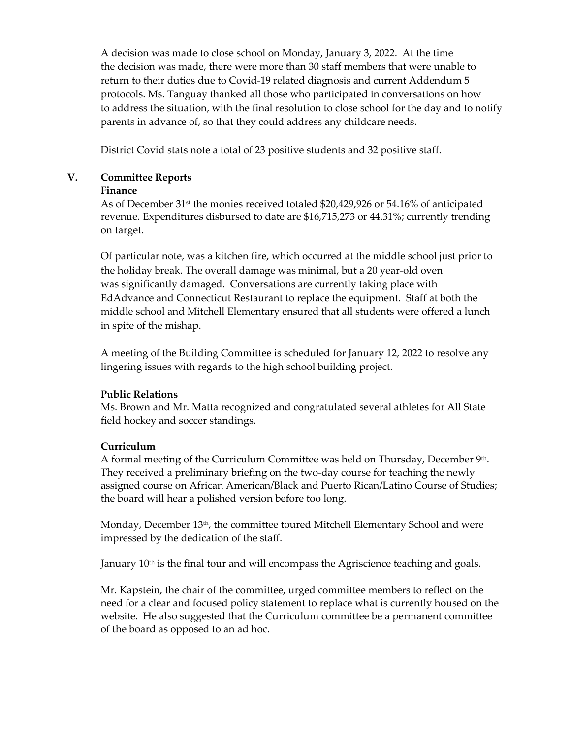A decision was made to close school on Monday, January 3, 2022. At the time the decision was made, there were more than 30 staff members that were unable to return to their duties due to Covid-19 related diagnosis and current Addendum 5 protocols. Ms. Tanguay thanked all those who participated in conversations on how to address the situation, with the final resolution to close school for the day and to notify parents in advance of, so that they could address any childcare needs.

District Covid stats note a total of 23 positive students and 32 positive staff.

## V. Committee Reports

**Finance**

As of December 31st the monies received totaled $20,429,926 or 54.16% of anticipated revenue. Expenditures disbursed to date are $16,715,273 or 44.31%; currently trending on target.

Of particular note, was a kitchen fire, which occurred at the middle school just prior to the holiday break. The overall damage was minimal, but a 20 year-old oven was significantly damaged. Conversations are currently taking place with EdAdvance and Connecticut Restaurant to replace the equipment. Staff at both the middle school and Mitchell Elementary ensured that all students were offered a lunch in spite of the mishap.

A meeting of the Building Committee is scheduled for January 12, 2022 to resolve any lingering issues with regards to the high school building project.

**Public Relations**

Ms. Brown and Mr. Matta recognized and congratulated several athletes for All State field hockey and soccer standings.

**Curriculum**

A formal meeting of the Curriculum Committee was held on Thursday, December 9th. They received a preliminary briefing on the two-day course for teaching the newly assigned course on African American/Black and Puerto Rican/Latino Course of Studies; the board will hear a polished version before too long.

Monday, December 13th, the committee toured Mitchell Elementary School and were impressed by the dedication of the staff.

January 10th is the final tour and will encompass the Agriscience teaching and goals.

Mr. Kapstein, the chair of the committee, urged committee members to reflect on the need for a clear and focused policy statement to replace what is currently housed on the website. He also suggested that the Curriculum committee be a permanent committee of the board as opposed to an ad hoc.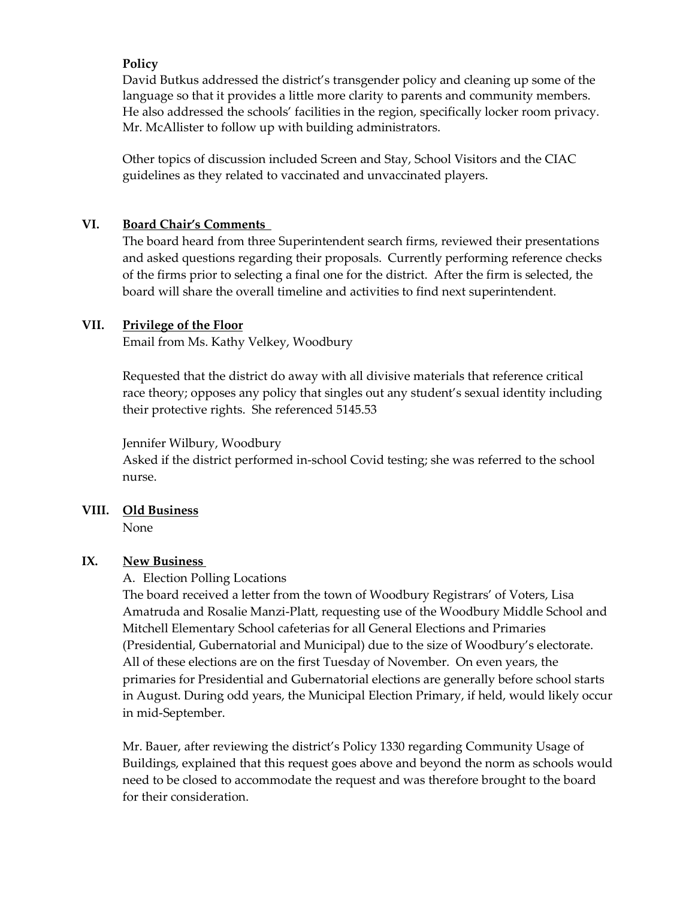**Policy**

David Butkus addressed the district's transgender policy and cleaning up some of the language so that it provides a little more clarity to parents and community members. He also addressed the schools' facilities in the region, specifically locker room privacy. Mr. McAllister to follow up with building administrators.

Other topics of discussion included Screen and Stay, School Visitors and the CIAC guidelines as they related to vaccinated and unvaccinated players.

## VI. Board Chair's Comments

The board heard from three Superintendent search firms, reviewed their presentations and asked questions regarding their proposals. Currently performing reference checks of the firms prior to selecting a final one for the district. After the firm is selected, the board will share the overall timeline and activities to find next superintendent.

## VII. Privilege of the Floor

Email from Ms. Kathy Velkey, Woodbury

Requested that the district do away with all divisive materials that reference critical race theory; opposes any policy that singles out any student's sexual identity including their protective rights. She referenced 5145.53

Jennifer Wilbury, Woodbury

Asked if the district performed in-school Covid testing; she was referred to the school nurse.

## VIII. Old Business

None

## IX. New Business

A. Election Polling Locations

The board received a letter from the town of Woodbury Registrars' of Voters, Lisa Amatruda and Rosalie Manzi-Platt, requesting use of the Woodbury Middle School and Mitchell Elementary School cafeterias for all General Elections and Primaries (Presidential, Gubernatorial and Municipal) due to the size of Woodbury's electorate. All of these elections are on the first Tuesday of November. On even years, the primaries for Presidential and Gubernatorial elections are generally before school starts in August. During odd years, the Municipal Election Primary, if held, would likely occur in mid-September.

Mr. Bauer, after reviewing the district's Policy 1330 regarding Community Usage of Buildings, explained that this request goes above and beyond the norm as schools would need to be closed to accommodate the request and was therefore brought to the board for their consideration.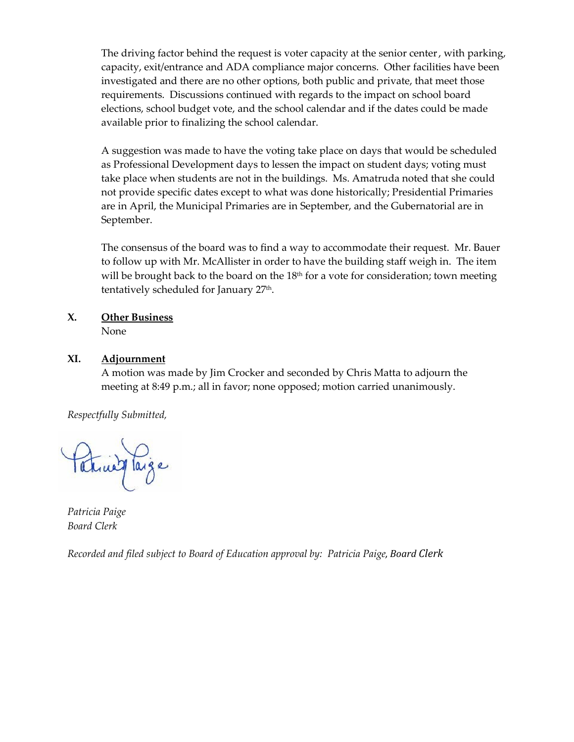The driving factor behind the request is voter capacity at the senior center, with parking, capacity, exit/entrance and ADA compliance major concerns. Other facilities have been investigated and there are no other options, both public and private, that meet those requirements. Discussions continued with regards to the impact on school board elections, school budget vote, and the school calendar and if the dates could be made available prior to finalizing the school calendar.

A suggestion was made to have the voting take place on days that would be scheduled as Professional Development days to lessen the impact on student days; voting must take place when students are not in the buildings. Ms. Amatruda noted that she could not provide specific dates except to what was done historically; Presidential Primaries are in April, the Municipal Primaries are in September, and the Gubernatorial are in September.

The consensus of the board was to find a way to accommodate their request. Mr. Bauer to follow up with Mr. McAllister in order to have the building staff weigh in. The item will be brought back to the board on the 18th for a vote for consideration; town meeting tentatively scheduled for January 27th.

## X. Other Business

None

## XI. Adjournment

A motion was made by Jim Crocker and seconded by Chris Matta to adjourn the meeting at 8:49 p.m.; all in favor; none opposed; motion carried unanimously.

*Respectfully Submitted,*

*Patricia Paige*
*Board Clerk*

*Recorded and filed subject to Board of Education approval by: Patricia Paige, Board Clerk*